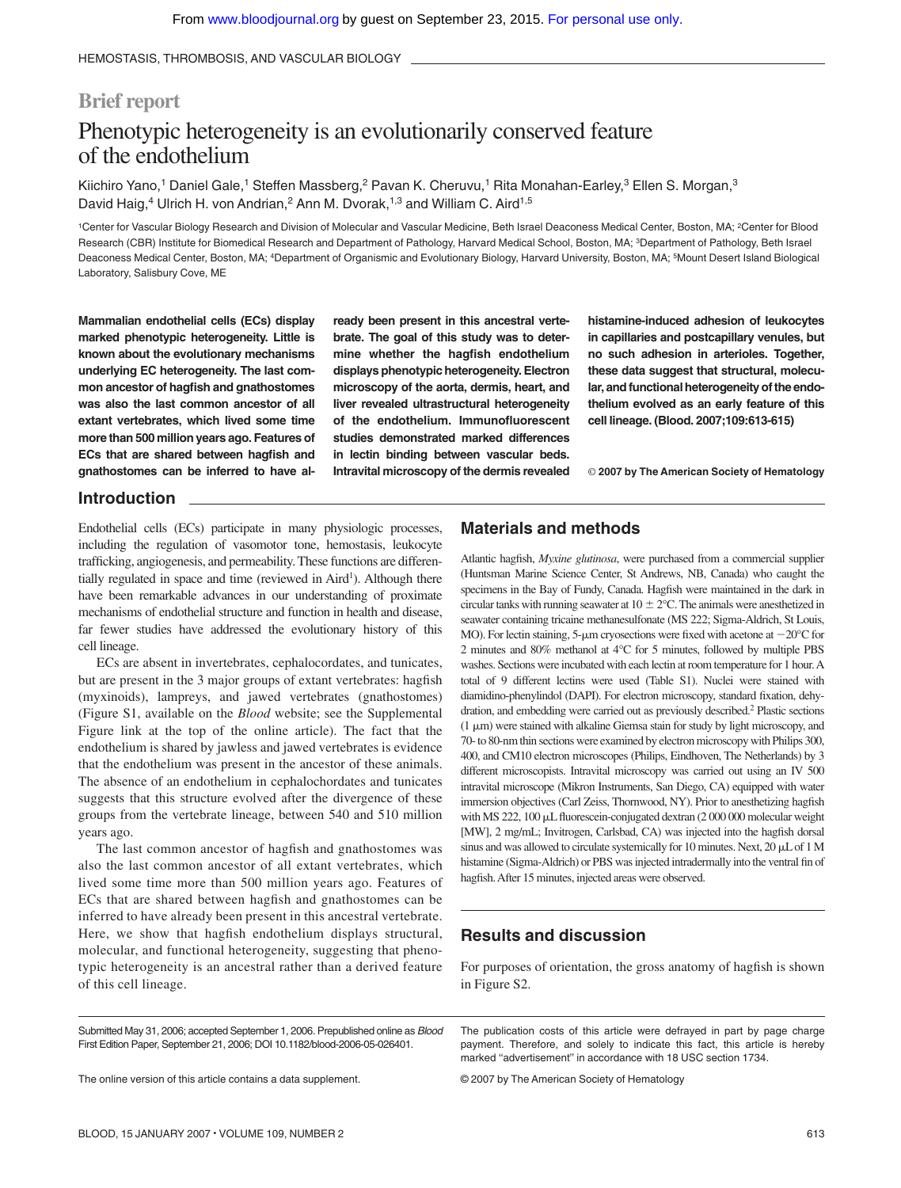Brief report

# Phenotypic heterogeneity is an evolutionarily conserved feature of the endothelium

Kiichiro Yano,[1] Daniel Gale,[1] Steffen Massberg,[2] Pavan K. Cheruvu,[1] Rita Monahan-Earley,[3] Ellen S. Morgan,[3] David Haig,[4] Ulrich H. von Andrian,[2] Ann M. Dvorak,[1,3] and William C. Aird[1,5]

[1]Center for Vascular Biology Research and Division of Molecular and Vascular Medicine, Beth Israel Deaconess Medical Center, Boston, MA; [2]Center for Blood Research (CBR) Institute for Biomedical Research and Department of Pathology, Harvard Medical School, Boston, MA; [3]Department of Pathology, Beth Israel Deaconess Medical Center, Boston, MA; [4]Department of Organismic and Evolutionary Biology, Harvard University, Boston, MA; [5]Mount Desert Island Biological Laboratory, Salisbury Cove, ME

**Mammalian endothelial cells (ECs) display marked phenotypic heterogeneity. Little is known about the evolutionary mechanisms underlying EC heterogeneity. The last common ancestor of hagfish and gnathostomes was also the last common ancestor of all extant vertebrates, which lived some time more than 500 million years ago. Features of ECs that are shared between hagfish and gnathostomes can be inferred to have already been present in this ancestral vertebrate. The goal of this study was to determine whether the hagfish endothelium displays phenotypic heterogeneity. Electron microscopy of the aorta, dermis, heart, and liver revealed ultrastructural heterogeneity of the endothelium. Immunofluorescent studies demonstrated marked differences in lectin binding between vascular beds. Intravital microscopy of the dermis revealed histamine-induced adhesion of leukocytes in capillaries and postcapillary venules, but no such adhesion in arterioles. Together, these data suggest that structural, molecular, and functional heterogeneity of the endothelium evolved as an early feature of this cell lineage. (Blood. 2007;109:613-615)**

© 2007 by The American Society of Hematology

## Introduction

Endothelial cells (ECs) participate in many physiologic processes, including the regulation of vasomotor tone, hemostasis, leukocyte trafficking, angiogenesis, and permeability. These functions are differentially regulated in space and time (reviewed in Aird[1]). Although there have been remarkable advances in our understanding of proximate mechanisms of endothelial structure and function in health and disease, far fewer studies have addressed the evolutionary history of this cell lineage.

ECs are absent in invertebrates, cephalocordates, and tunicates, but are present in the 3 major groups of extant vertebrates: hagfish (myxinoids), lampreys, and jawed vertebrates (gnathostomes) (Figure S1, available on the *Blood* website; see the Supplemental Figure link at the top of the online article). The fact that the endothelium is shared by jawless and jawed vertebrates is evidence that the endothelium was present in the ancestor of these animals. The absence of an endothelium in cephalochordates and tunicates suggests that this structure evolved after the divergence of these groups from the vertebrate lineage, between 540 and 510 million years ago.

The last common ancestor of hagfish and gnathostomes was also the last common ancestor of all extant vertebrates, which lived some time more than 500 million years ago. Features of ECs that are shared between hagfish and gnathostomes can be inferred to have already been present in this ancestral vertebrate. Here, we show that hagfish endothelium displays structural, molecular, and functional heterogeneity, suggesting that phenotypic heterogeneity is an ancestral rather than a derived feature of this cell lineage.

## Materials and methods

Atlantic hagfish, *Myxine glutinosa*, were purchased from a commercial supplier (Huntsman Marine Science Center, St Andrews, NB, Canada) who caught the specimens in the Bay of Fundy, Canada. Hagfish were maintained in the dark in circular tanks with running seawater at 10 ± 2°C. The animals were anesthetized in seawater containing tricaine methanesulfonate (MS 222; Sigma-Aldrich, St Louis, MO). For lectin staining, 5-μm cryosections were fixed with acetone at −20°C for 2 minutes and 80% methanol at 4°C for 5 minutes, followed by multiple PBS washes. Sections were incubated with each lectin at room temperature for 1 hour. A total of 9 different lectins were used (Table S1). Nuclei were stained with diamidino-phenylindol (DAPI). For electron microscopy, standard fixation, dehydration, and embedding were carried out as previously described.[2] Plastic sections (1 μm) were stained with alkaline Giemsa stain for study by light microscopy, and 70- to 80-nm thin sections were examined by electron microscopy with Philips 300, 400, and CM10 electron microscopes (Philips, Eindhoven, The Netherlands) by 3 different microscopists. Intravital microscopy was carried out using an IV 500 intravital microscope (Mikron Instruments, San Diego, CA) equipped with water immersion objectives (Carl Zeiss, Thornwood, NY). Prior to anesthetizing hagfish with MS 222, 100 μL fluorescein-conjugated dextran (2 000 000 molecular weight [MW], 2 mg/mL; Invitrogen, Carlsbad, CA) was injected into the hagfish dorsal sinus and was allowed to circulate systemically for 10 minutes. Next, 20 μL of 1 M histamine (Sigma-Aldrich) or PBS was injected intradermally into the ventral fin of hagfish. After 15 minutes, injected areas were observed.

## Results and discussion

For purposes of orientation, the gross anatomy of hagfish is shown in Figure S2.

Submitted May 31, 2006; accepted September 1, 2006. Prepublished online as *Blood* First Edition Paper, September 21, 2006; DOI 10.1182/blood-2006-05-026401.

The online version of this article contains a data supplement.

The publication costs of this article were defrayed in part by page charge payment. Therefore, and solely to indicate this fact, this article is hereby marked "advertisement" in accordance with 18 USC section 1734.

© 2007 by The American Society of Hematology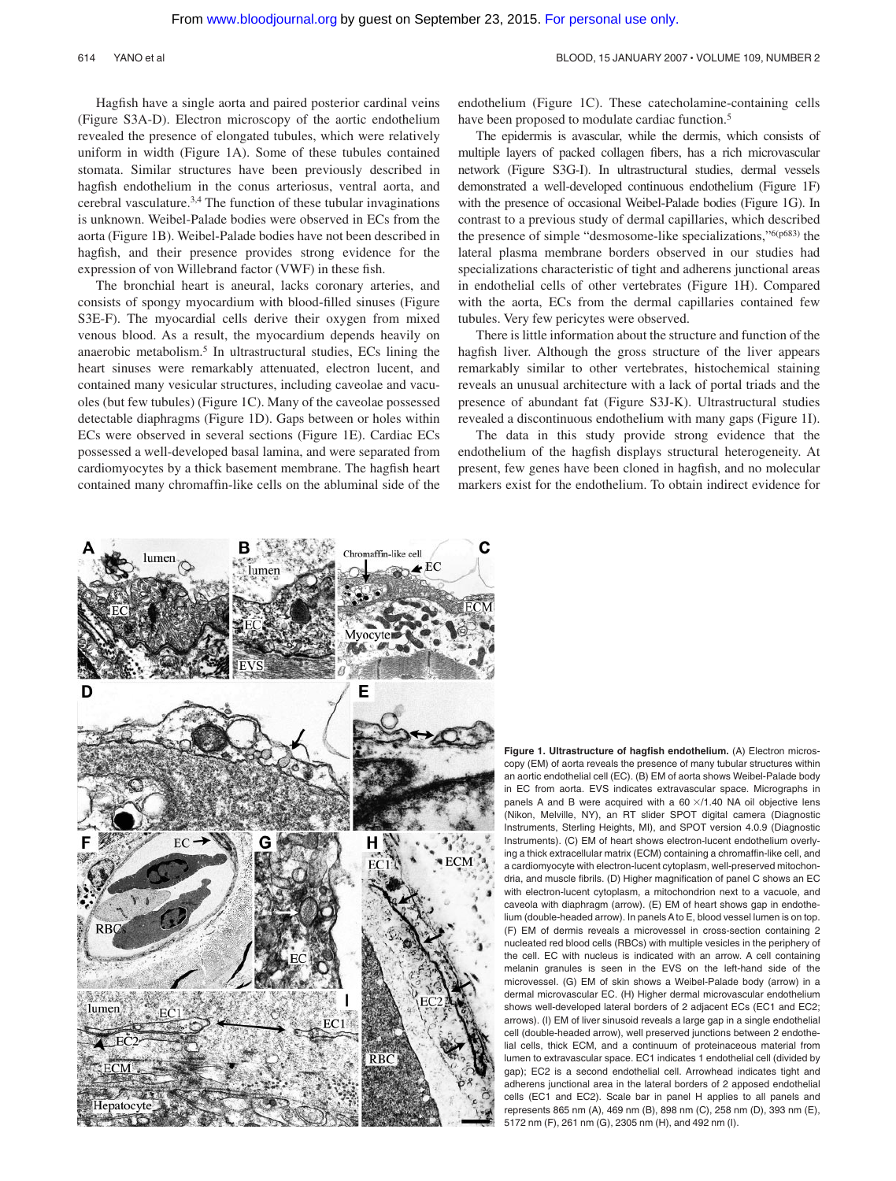Hagfish have a single aorta and paired posterior cardinal veins (Figure S3A-D). Electron microscopy of the aortic endothelium revealed the presence of elongated tubules, which were relatively uniform in width (Figure 1A). Some of these tubules contained stomata. Similar structures have been previously described in hagfish endothelium in the conus arteriosus, ventral aorta, and cerebral vasculature.[3,4] The function of these tubular invaginations is unknown. Weibel-Palade bodies were observed in ECs from the aorta (Figure 1B). Weibel-Palade bodies have not been described in hagfish, and their presence provides strong evidence for the expression of von Willebrand factor (VWF) in these fish.

The bronchial heart is aneural, lacks coronary arteries, and consists of spongy myocardium with blood-filled sinuses (Figure S3E-F). The myocardial cells derive their oxygen from mixed venous blood. As a result, the myocardium depends heavily on anaerobic metabolism.[5] In ultrastructural studies, ECs lining the heart sinuses were remarkably attenuated, electron lucent, and contained many vesicular structures, including caveolae and vacuoles (but few tubules) (Figure 1C). Many of the caveolae possessed detectable diaphragms (Figure 1D). Gaps between or holes within ECs were observed in several sections (Figure 1E). Cardiac ECs possessed a well-developed basal lamina, and were separated from cardiomyocytes by a thick basement membrane. The hagfish heart contained many chromaffin-like cells on the abluminal side of the endothelium (Figure 1C). These catecholamine-containing cells have been proposed to modulate cardiac function.[5]

The epidermis is avascular, while the dermis, which consists of multiple layers of packed collagen fibers, has a rich microvascular network (Figure S3G-I). In ultrastructural studies, dermal vessels demonstrated a well-developed continuous endothelium (Figure 1F) with the presence of occasional Weibel-Palade bodies (Figure 1G). In contrast to a previous study of dermal capillaries, which described the presence of simple "desmosome-like specializations,"[6(p683)] the lateral plasma membrane borders observed in our studies had specializations characteristic of tight and adherens junctional areas in endothelial cells of other vertebrates (Figure 1H). Compared with the aorta, ECs from the dermal capillaries contained few tubules. Very few pericytes were observed.

There is little information about the structure and function of the hagfish liver. Although the gross structure of the liver appears remarkably similar to other vertebrates, histochemical staining reveals an unusual architecture with a lack of portal triads and the presence of abundant fat (Figure S3J-K). Ultrastructural studies revealed a discontinuous endothelium with many gaps (Figure 1I).

The data in this study provide strong evidence that the endothelium of the hagfish displays structural heterogeneity. At present, few genes have been cloned in hagfish, and no molecular markers exist for the endothelium. To obtain indirect evidence for

**Figure 1. Ultrastructure of hagfish endothelium.** (A) Electron microscopy (EM) of aorta reveals the presence of many tubular structures within an aortic endothelial cell (EC). (B) EM of aorta shows Weibel-Palade body in EC from aorta. EVS indicates extravascular space. Micrographs in panels A and B were acquired with a 60 ×/1.40 NA oil objective lens (Nikon, Melville, NY), an RT slider SPOT digital camera (Diagnostic Instruments, Sterling Heights, MI), and SPOT version 4.0.9 (Diagnostic Instruments). (C) EM of heart shows electron-lucent endothelium overlying a thick extracellular matrix (ECM) containing a chromaffin-like cell, and a cardiomyocyte with electron-lucent cytoplasm, well-preserved mitochondria, and muscle fibrils. (D) Higher magnification of panel C shows an EC with electron-lucent cytoplasm, a mitochondrion next to a vacuole, and caveola with diaphragm (arrow). (E) EM of heart shows gap in endothelium (double-headed arrow). In panels A to E, blood vessel lumen is on top. (F) EM of dermis reveals a microvessel in cross-section containing 2 nucleated red blood cells (RBCs) with multiple vesicles in the periphery of the cell. EC with nucleus is indicated with an arrow. A cell containing melanin granules is seen in the EVS on the left-hand side of the microvessel. (G) EM of skin shows a Weibel-Palade body (arrow) in a dermal microvascular EC. (H) Higher dermal microvascular endothelium shows well-developed lateral borders of 2 adjacent ECs (EC1 and EC2; arrows). (I) EM of liver sinusoid reveals a large gap in a single endothelial cell (double-headed arrow), well preserved junctions between 2 endothelial cells, thick ECM, and a continuum of proteinaceous material from lumen to extravascular space. EC1 indicates 1 endothelial cell (divided by gap); EC2 is a second endothelial cell. Arrowhead indicates tight and adherens junctional area in the lateral borders of 2 apposed endothelial cells (EC1 and EC2). Scale bar in panel H applies to all panels and represents 865 nm (A), 469 nm (B), 898 nm (C), 258 nm (D), 393 nm (E), 5172 nm (F), 261 nm (G), 2305 nm (H), and 492 nm (I).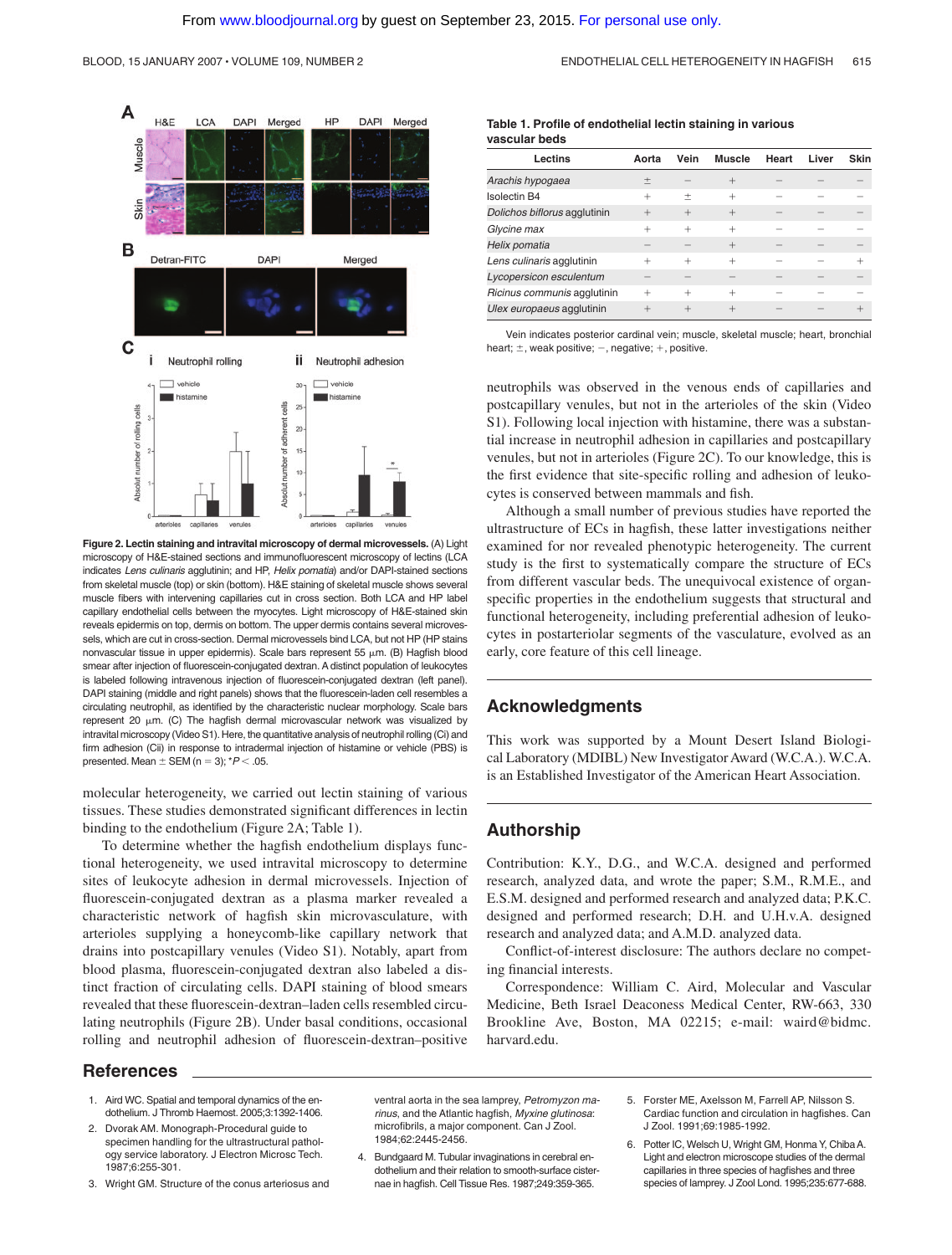**Figure 2. Lectin staining and intravital microscopy of dermal microvessels.** (A) Light microscopy of H&E-stained sections and immunofluorescent microscopy of lectins (LCA indicates *Lens culinaris* agglutinin; and HP, *Helix pomatia*) and/or DAPI-stained sections from skeletal muscle (top) or skin (bottom). H&E staining of skeletal muscle shows several muscle fibers with intervening capillaries cut in cross section. Both LCA and HP label capillary endothelial cells between the myocytes. Light microscopy of H&E-stained skin reveals epidermis on top, dermis on bottom. The upper dermis contains several microvessels, which are cut in cross-section. Dermal microvessels bind LCA, but not HP (HP stains nonvascular tissue in upper epidermis). Scale bars represent 55 μm. (B) Hagfish blood smear after injection of fluorescein-conjugated dextran. A distinct population of leukocytes is labeled following intravenous injection of fluorescein-conjugated dextran (left panel). DAPI staining (middle and right panels) shows that the fluorescein-laden cell resembles a circulating neutrophil, as identified by the characteristic nuclear morphology. Scale bars represent 20 μm. (C) The hagfish dermal microvascular network was visualized by intravital microscopy (Video S1). Here, the quantitative analysis of neutrophil rolling (Ci) and firm adhesion (Cii) in response to intradermal injection of histamine or vehicle (PBS) is presented. Mean ± SEM (n = 3); *$P < .05$.

molecular heterogeneity, we carried out lectin staining of various tissues. These studies demonstrated significant differences in lectin binding to the endothelium (Figure 2A; Table 1).

To determine whether the hagfish endothelium displays functional heterogeneity, we used intravital microscopy to determine sites of leukocyte adhesion in dermal microvessels. Injection of fluorescein-conjugated dextran as a plasma marker revealed a characteristic network of hagfish skin microvasculature, with arterioles supplying a honeycomb-like capillary network that drains into postcapillary venules (Video S1). Notably, apart from blood plasma, fluorescein-conjugated dextran also labeled a distinct fraction of circulating cells. DAPI staining of blood smears revealed that these fluorescein-dextran–laden cells resembled circulating neutrophils (Figure 2B). Under basal conditions, occasional rolling and neutrophil adhesion of fluorescein-dextran–positive neutrophils was observed in the venous ends of capillaries and postcapillary venules, but not in the arterioles of the skin (Video S1). Following local injection with histamine, there was a substantial increase in neutrophil adhesion in capillaries and postcapillary venules, but not in arterioles (Figure 2C). To our knowledge, this is the first evidence that site-specific rolling and adhesion of leukocytes is conserved between mammals and fish.

Although a small number of previous studies have reported the ultrastructure of ECs in hagfish, these latter investigations neither examined for nor revealed phenotypic heterogeneity. The current study is the first to systematically compare the structure of ECs from different vascular beds. The unequivocal existence of organ-specific properties in the endothelium suggests that structural and functional heterogeneity, including preferential adhesion of leukocytes in postarteriolar segments of the vasculature, evolved as an early, core feature of this cell lineage.

**Table 1. Profile of endothelial lectin staining in various vascular beds**

| Lectins | Aorta | Vein | Muscle | Heart | Liver | Skin |
|---|---|---|---|---|---|---|
| *Arachis hypogaea* | ± | − | + | − | − | − |
| Isolectin B4 | + | ± | + | − | − | − |
| *Dolichos biflorus* agglutinin | + | + | + | − | − | − |
| *Glycine max* | + | + | + | − | − | − |
| *Helix pomatia* | − | − | + | − | − | − |
| *Lens culinaris* agglutinin | + | + | + | − | − | + |
| *Lycopersicon esculentum* | − | − | − | − | − | − |
| *Ricinus communis* agglutinin | + | + | + | − | − | − |
| *Ulex europaeus* agglutinin | + | + | + | − | − | + |

Vein indicates posterior cardinal vein; muscle, skeletal muscle; heart, bronchial heart; ±, weak positive; −, negative; +, positive.

## Acknowledgments

This work was supported by a Mount Desert Island Biological Laboratory (MDIBL) New Investigator Award (W.C.A.). W.C.A. is an Established Investigator of the American Heart Association.

## Authorship

Contribution: K.Y., D.G., and W.C.A. designed and performed research, analyzed data, and wrote the paper; S.M., R.M.E., and E.S.M. designed and performed research and analyzed data; P.K.C. designed and performed research; D.H. and U.H.v.A. designed research and analyzed data; and A.M.D. analyzed data.

Conflict-of-interest disclosure: The authors declare no competing financial interests.

Correspondence: William C. Aird, Molecular and Vascular Medicine, Beth Israel Deaconess Medical Center, RW-663, 330 Brookline Ave, Boston, MA 02215; e-mail: waird@bidmc.harvard.edu.

## References

1. Aird WC. Spatial and temporal dynamics of the endothelium. J Thromb Haemost. 2005;3:1392-1406.
2. Dvorak AM. Monograph-Procedural guide to specimen handling for the ultrastructural pathology service laboratory. J Electron Microsc Tech. 1987;6:255-301.
3. Wright GM. Structure of the conus arteriosus and ventral aorta in the sea lamprey, *Petromyzon marinus*, and the Atlantic hagfish, *Myxine glutinosa*: microfibrils, a major component. Can J Zool. 1984;62:2445-2456.
4. Bundgaard M. Tubular invaginations in cerebral endothelium and their relation to smooth-surface cisternae in hagfish. Cell Tissue Res. 1987;249:359-365.
5. Forster ME, Axelsson M, Farrell AP, Nilsson S. Cardiac function and circulation in hagfishes. Can J Zool. 1991;69:1985-1992.
6. Potter IC, Welsch U, Wright GM, Honma Y, Chiba A. Light and electron microscope studies of the dermal capillaries in three species of hagfishes and three species of lamprey. J Zool Lond. 1995;235:677-688.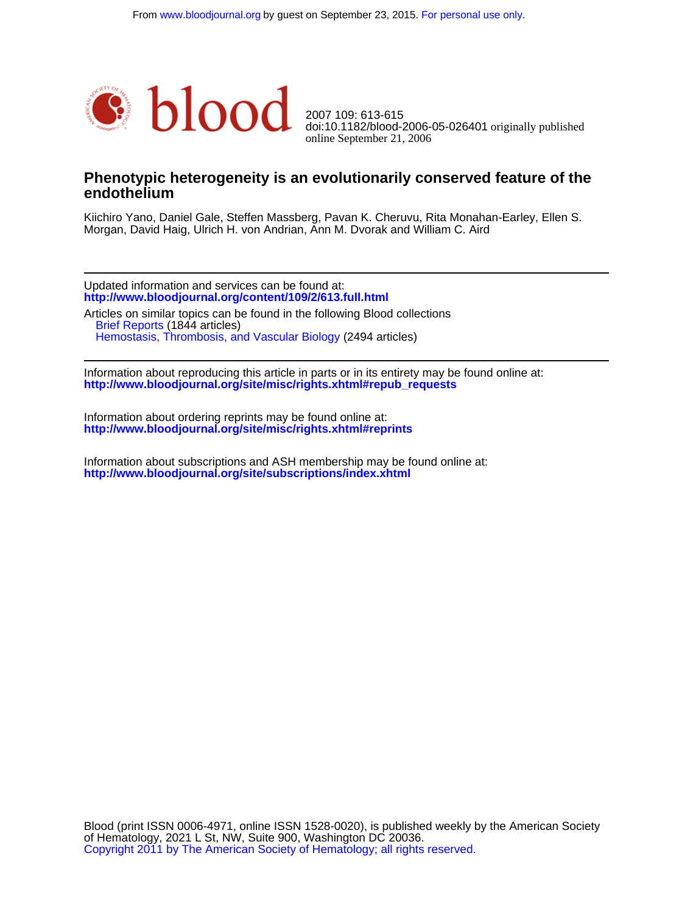From www.bloodjournal.org by guest on September 23, 2015. For personal use only.

blood

2007 109: 613-615
doi:10.1182/blood-2006-05-026401 originally published online September 21, 2006

# Phenotypic heterogeneity is an evolutionarily conserved feature of the endothelium

Kiichiro Yano, Daniel Gale, Steffen Massberg, Pavan K. Cheruvu, Rita Monahan-Earley, Ellen S. Morgan, David Haig, Ulrich H. von Andrian, Ann M. Dvorak and William C. Aird

---

Updated information and services can be found at:
**http://www.bloodjournal.org/content/109/2/613.full.html**

Articles on similar topics can be found in the following Blood collections
Brief Reports (1844 articles)
Hemostasis, Thrombosis, and Vascular Biology (2494 articles)

---

Information about reproducing this article in parts or in its entirety may be found online at:
**http://www.bloodjournal.org/site/misc/rights.xhtml#repub_requests**

Information about ordering reprints may be found online at:
**http://www.bloodjournal.org/site/misc/rights.xhtml#reprints**

Information about subscriptions and ASH membership may be found online at:
**http://www.bloodjournal.org/site/subscriptions/index.xhtml**

Blood (print ISSN 0006-4971, online ISSN 1528-0020), is published weekly by the American Society of Hematology, 2021 L St, NW, Suite 900, Washington DC 20036.
Copyright 2011 by The American Society of Hematology; all rights reserved.